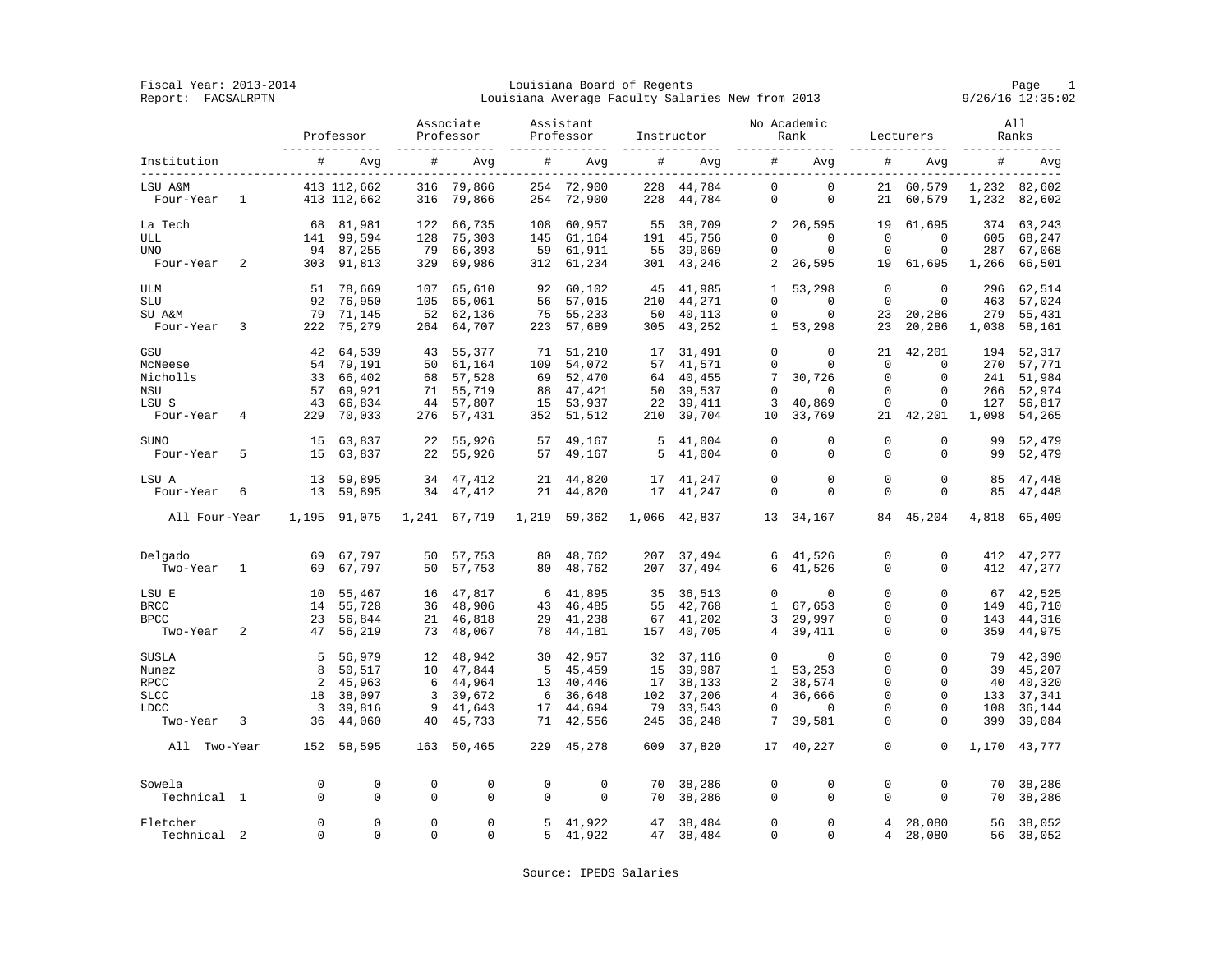Fiscal Year: 2013-2014
Report: FACSALRPTN

# Louisiana Board of Regents
## Louisiana Average Faculty Salaries New from 2013

| Institution | Professor | | Associate Professor | | Assistant Professor | | Instructor | | No Academic Rank | | Lecturers | | All Ranks | |
|---|---|---|---|---|---|---|---|---|---|---|---|---|---|---|
| | # | Avg | # | Avg | # | Avg | # | Avg | # | Avg | # | Avg | # | Avg |
| LSU A&M | 413 | 112,662 | 316 | 79,866 | 254 | 72,900 | 228 | 44,784 | 0 | 0 | 21 | 60,579 | 1,232 | 82,602 |
| Four-Year 1 | 413 | 112,662 | 316 | 79,866 | 254 | 72,900 | 228 | 44,784 | 0 | 0 | 21 | 60,579 | 1,232 | 82,602 |
| La Tech | 68 | 81,981 | 122 | 66,735 | 108 | 60,957 | 55 | 38,709 | 2 | 26,595 | 19 | 61,695 | 374 | 63,243 |
| ULL | 141 | 99,594 | 128 | 75,303 | 145 | 61,164 | 191 | 45,756 | 0 | 0 | 0 | 0 | 605 | 68,247 |
| UNO | 94 | 87,255 | 79 | 66,393 | 59 | 61,911 | 55 | 39,069 | 0 | 0 | 0 | 0 | 287 | 67,068 |
| Four-Year 2 | 303 | 91,813 | 329 | 69,986 | 312 | 61,234 | 301 | 43,246 | 2 | 26,595 | 19 | 61,695 | 1,266 | 66,501 |
| ULM | 51 | 78,669 | 107 | 65,610 | 92 | 60,102 | 45 | 41,985 | 1 | 53,298 | 0 | 0 | 296 | 62,514 |
| SLU | 92 | 76,950 | 105 | 65,061 | 56 | 57,015 | 210 | 44,271 | 0 | 0 | 0 | 0 | 463 | 57,024 |
| SU A&M | 79 | 71,145 | 52 | 62,136 | 75 | 55,233 | 50 | 40,113 | 0 | 0 | 23 | 20,286 | 279 | 55,431 |
| Four-Year 3 | 222 | 75,279 | 264 | 64,707 | 223 | 57,689 | 305 | 43,252 | 1 | 53,298 | 23 | 20,286 | 1,038 | 58,161 |
| GSU | 42 | 64,539 | 43 | 55,377 | 71 | 51,210 | 17 | 31,491 | 0 | 0 | 21 | 42,201 | 194 | 52,317 |
| McNeese | 54 | 79,191 | 50 | 61,164 | 109 | 54,072 | 57 | 41,571 | 0 | 0 | 0 | 0 | 270 | 57,771 |
| Nicholls | 33 | 66,402 | 68 | 57,528 | 69 | 52,470 | 64 | 40,455 | 7 | 30,726 | 0 | 0 | 241 | 51,984 |
| NSU | 57 | 69,921 | 71 | 55,719 | 88 | 47,421 | 50 | 39,537 | 0 | 0 | 0 | 0 | 266 | 52,974 |
| LSU S | 43 | 66,834 | 44 | 57,807 | 15 | 53,937 | 22 | 39,411 | 3 | 40,869 | 0 | 0 | 127 | 56,817 |
| Four-Year 4 | 229 | 70,033 | 276 | 57,431 | 352 | 51,512 | 210 | 39,704 | 10 | 33,769 | 21 | 42,201 | 1,098 | 54,265 |
| SUNO | 15 | 63,837 | 22 | 55,926 | 57 | 49,167 | 5 | 41,004 | 0 | 0 | 0 | 0 | 99 | 52,479 |
| Four-Year 5 | 15 | 63,837 | 22 | 55,926 | 57 | 49,167 | 5 | 41,004 | 0 | 0 | 0 | 0 | 99 | 52,479 |
| LSU A | 13 | 59,895 | 34 | 47,412 | 21 | 44,820 | 17 | 41,247 | 0 | 0 | 0 | 0 | 85 | 47,448 |
| Four-Year 6 | 13 | 59,895 | 34 | 47,412 | 21 | 44,820 | 17 | 41,247 | 0 | 0 | 0 | 0 | 85 | 47,448 |
| All Four-Year | 1,195 | 91,075 | 1,241 | 67,719 | 1,219 | 59,362 | 1,066 | 42,837 | 13 | 34,167 | 84 | 45,204 | 4,818 | 65,409 |
| Delgado | 69 | 67,797 | 50 | 57,753 | 80 | 48,762 | 207 | 37,494 | 6 | 41,526 | 0 | 0 | 412 | 47,277 |
| Two-Year 1 | 69 | 67,797 | 50 | 57,753 | 80 | 48,762 | 207 | 37,494 | 6 | 41,526 | 0 | 0 | 412 | 47,277 |
| LSU E | 10 | 55,467 | 16 | 47,817 | 6 | 41,895 | 35 | 36,513 | 0 | 0 | 0 | 0 | 67 | 42,525 |
| BRCC | 14 | 55,728 | 36 | 48,906 | 43 | 46,485 | 55 | 42,768 | 1 | 67,653 | 0 | 0 | 149 | 46,710 |
| BPCC | 23 | 56,844 | 21 | 46,818 | 29 | 41,238 | 67 | 41,202 | 3 | 29,997 | 0 | 0 | 143 | 44,316 |
| Two-Year 2 | 47 | 56,219 | 73 | 48,067 | 78 | 44,181 | 157 | 40,705 | 4 | 39,411 | 0 | 0 | 359 | 44,975 |
| SUSLA | 5 | 56,979 | 12 | 48,942 | 30 | 42,957 | 32 | 37,116 | 0 | 0 | 0 | 0 | 79 | 42,390 |
| Nunez | 8 | 50,517 | 10 | 47,844 | 5 | 45,459 | 15 | 39,987 | 1 | 53,253 | 0 | 0 | 39 | 45,207 |
| RPCC | 2 | 45,963 | 6 | 44,964 | 13 | 40,446 | 17 | 38,133 | 2 | 38,574 | 0 | 0 | 40 | 40,320 |
| SLCC | 18 | 38,097 | 3 | 39,672 | 6 | 36,648 | 102 | 37,206 | 4 | 36,666 | 0 | 0 | 133 | 37,341 |
| LDCC | 3 | 39,816 | 9 | 41,643 | 17 | 44,694 | 79 | 33,543 | 0 | 0 | 0 | 0 | 108 | 36,144 |
| Two-Year 3 | 36 | 44,060 | 40 | 45,733 | 71 | 42,556 | 245 | 36,248 | 7 | 39,581 | 0 | 0 | 399 | 39,084 |
| All Two-Year | 152 | 58,595 | 163 | 50,465 | 229 | 45,278 | 609 | 37,820 | 17 | 40,227 | 0 | 0 | 1,170 | 43,777 |
| Sowela | 0 | 0 | 0 | 0 | 0 | 0 | 70 | 38,286 | 0 | 0 | 0 | 0 | 70 | 38,286 |
| Technical 1 | 0 | 0 | 0 | 0 | 0 | 0 | 70 | 38,286 | 0 | 0 | 0 | 0 | 70 | 38,286 |
| Fletcher | 0 | 0 | 0 | 0 | 5 | 41,922 | 47 | 38,484 | 0 | 0 | 4 | 28,080 | 56 | 38,052 |
| Technical 2 | 0 | 0 | 0 | 0 | 5 | 41,922 | 47 | 38,484 | 0 | 0 | 4 | 28,080 | 56 | 38,052 |

Source: IPEDS Salaries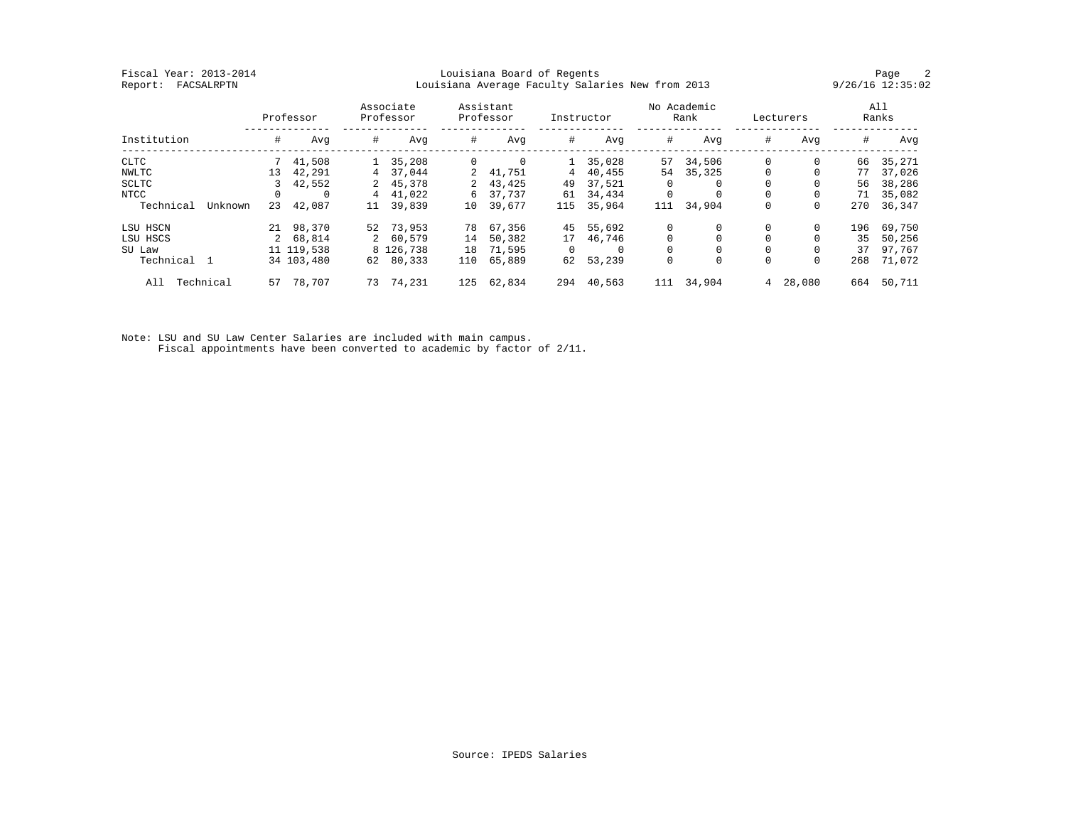Fiscal Year: 2013-2014
Report: FACSALRPTN

Louisiana Board of Regents
Louisiana Average Faculty Salaries New from 2013

9/26/16 12:35:02

| Institution | Professor # | Professor Avg | Associate Professor # | Associate Professor Avg | Assistant Professor # | Assistant Professor Avg | Instructor # | Instructor Avg | No Academic Rank # | No Academic Rank Avg | Lecturers # | Lecturers Avg | All Ranks # | All Ranks Avg |
|---|---|---|---|---|---|---|---|---|---|---|---|---|---|---|
| CLTC | 7 | 41,508 | 1 | 35,208 | 0 | 0 | 1 | 35,028 | 57 | 34,506 | 0 | 0 | 66 | 35,271 |
| NWLTC | 13 | 42,291 | 4 | 37,044 | 2 | 41,751 | 4 | 40,455 | 54 | 35,325 | 0 | 0 | 77 | 37,026 |
| SCLTC | 3 | 42,552 | 2 | 45,378 | 2 | 43,425 | 49 | 37,521 | 0 | 0 | 0 | 0 | 56 | 38,286 |
| NTCC | 0 | 0 | 4 | 41,022 | 6 | 37,737 | 61 | 34,434 | 0 | 0 | 0 | 0 | 71 | 35,082 |
| Technical Unknown | 23 | 42,087 | 11 | 39,839 | 10 | 39,677 | 115 | 35,964 | 111 | 34,904 | 0 | 0 | 270 | 36,347 |
| LSU HSCN | 21 | 98,370 | 52 | 73,953 | 78 | 67,356 | 45 | 55,692 | 0 | 0 | 0 | 0 | 196 | 69,750 |
| LSU HSCS | 2 | 68,814 | 2 | 60,579 | 14 | 50,382 | 17 | 46,746 | 0 | 0 | 0 | 0 | 35 | 50,256 |
| SU Law | 11 | 119,538 | 8 | 126,738 | 18 | 71,595 | 0 | 0 | 0 | 0 | 0 | 0 | 37 | 97,767 |
| Technical 1 | 34 | 103,480 | 62 | 80,333 | 110 | 65,889 | 62 | 53,239 | 0 | 0 | 0 | 0 | 268 | 71,072 |
| All Technical | 57 | 78,707 | 73 | 74,231 | 125 | 62,834 | 294 | 40,563 | 111 | 34,904 | 4 | 28,080 | 664 | 50,711 |

Note: LSU and SU Law Center Salaries are included with main campus.
Fiscal appointments have been converted to academic by factor of 2/11.

Source: IPEDS Salaries